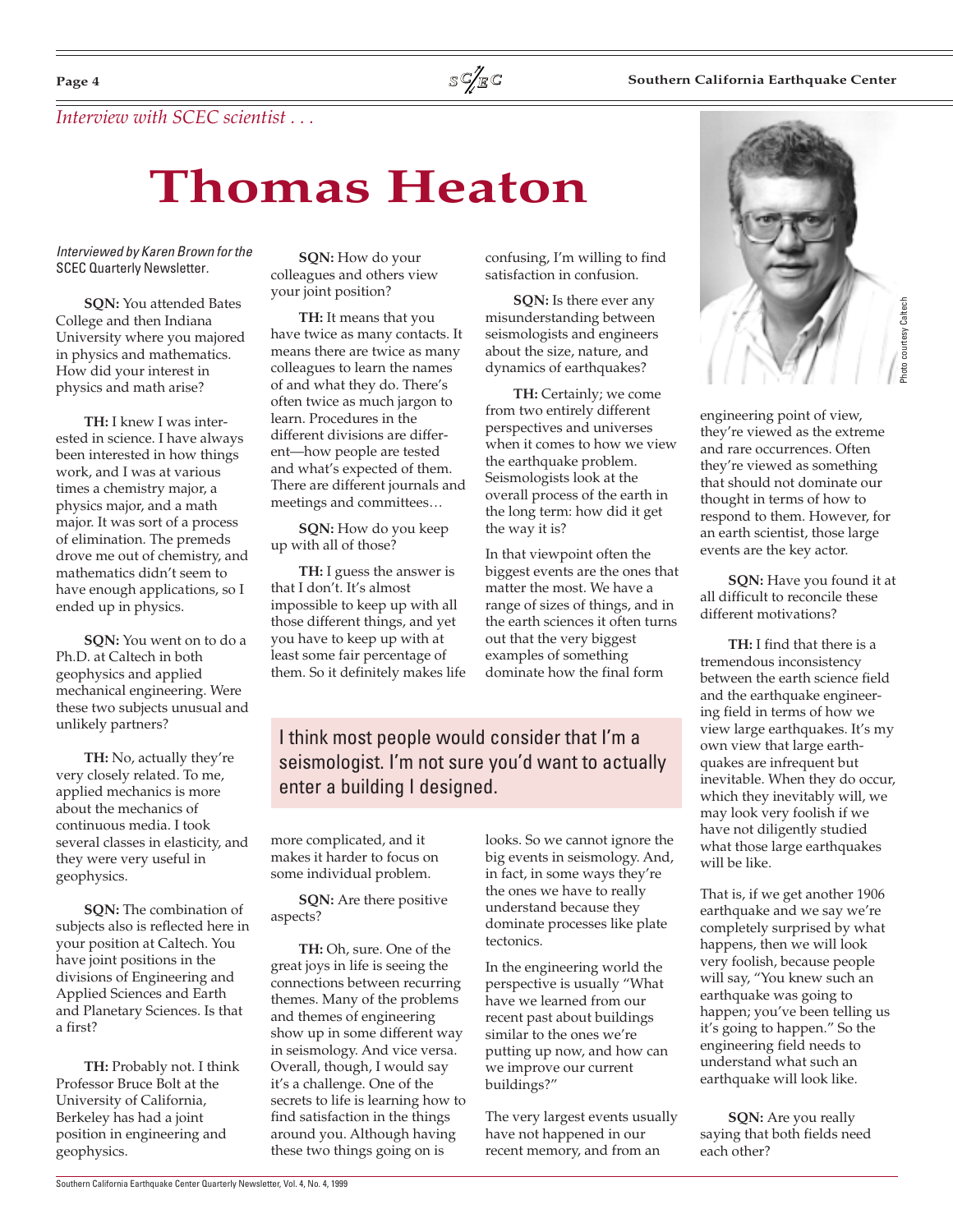*Interview with SCEC scientist . . .*

# Thomas Heaton

*Interviewed by Karen Brown for the* SCEC Quarterly Newsletter.

**SQN:** You attended Bates College and then Indiana University where you majored in physics and mathematics. How did your interest in physics and math arise?

**TH:** I knew I was interested in science. I have always been interested in how things work, and I was at various times a chemistry major, a physics major, and a math major. It was sort of a process of elimination. The premeds drove me out of chemistry, and mathematics didn't seem to have enough applications, so I ended up in physics.

**SQN:** You went on to do a Ph.D. at Caltech in both geophysics and applied mechanical engineering. Were these two subjects unusual and unlikely partners?

**TH:** No, actually they're very closely related. To me, applied mechanics is more about the mechanics of continuous media. I took several classes in elasticity, and they were very useful in geophysics.

**SQN:** The combination of subjects also is reflected here in your position at Caltech. You have joint positions in the divisions of Engineering and Applied Sciences and Earth and Planetary Sciences. Is that a first?

**TH:** Probably not. I think Professor Bruce Bolt at the University of California, Berkeley has had a joint position in engineering and geophysics.

**SQN:** How do your colleagues and others view your joint position?

**TH:** It means that you have twice as many contacts. It means there are twice as many colleagues to learn the names of and what they do. There's often twice as much jargon to learn. Procedures in the different divisions are different—how people are tested and what's expected of them. There are different journals and meetings and committees…

**SQN:** How do you keep up with all of those?

**TH:** I guess the answer is that I don't. It's almost impossible to keep up with all those different things, and yet you have to keep up with at least some fair percentage of them. So it definitely makes life more complicated, and it makes it harder to focus on some individual problem.

**SQN:** Are there positive aspects?

**TH:** Oh, sure. One of the great joys in life is seeing the connections between recurring themes. Many of the problems and themes of engineering show up in some different way in seismology. And vice versa. Overall, though, I would say it's a challenge. One of the secrets to life is learning how to find satisfaction in the things around you. Although having these two things going on is confusing, I'm willing to find satisfaction in confusion.

> I think most people would consider that I'm a seismologist. I'm not sure you'd want to actually enter a building I designed.

**SQN:** Is there ever any misunderstanding between seismologists and engineers about the size, nature, and dynamics of earthquakes?

**TH:** Certainly; we come from two entirely different perspectives and universes when it comes to how we view the earthquake problem. Seismologists look at the overall process of the earth in the long term: how did it get the way it is?

In that viewpoint often the biggest events are the ones that matter the most. We have a range of sizes of things, and in the earth sciences it often turns out that the very biggest examples of something dominate how the final form looks. So we cannot ignore the big events in seismology. And, in fact, in some ways they're the ones we have to really understand because they dominate processes like plate tectonics.

In the engineering world the perspective is usually "What have we learned from our recent past about buildings similar to the ones we're putting up now, and how can we improve our current buildings?"

The very largest events usually have not happened in our recent memory, and from an engineering point of view, they're viewed as the extreme and rare occurrences. Often they're viewed as something that should not dominate our thought in terms of how to respond to them. However, for an earth scientist, those large events are the key actor.

**SQN:** Have you found it at all difficult to reconcile these different motivations?

**TH:** I find that there is a tremendous inconsistency between the earth science field and the earthquake engineering field in terms of how we view large earthquakes. It's my own view that large earthquakes are infrequent but inevitable. When they do occur, which they inevitably will, we may look very foolish if we have not diligently studied what those large earthquakes will be like.

That is, if we get another 1906 earthquake and we say we're completely surprised by what happens, then we will look very foolish, because people will say, "You knew such an earthquake was going to happen; you've been telling us it's going to happen." So the engineering field needs to understand what such an earthquake will look like.

**SQN:** Are you really saying that both fields need each other?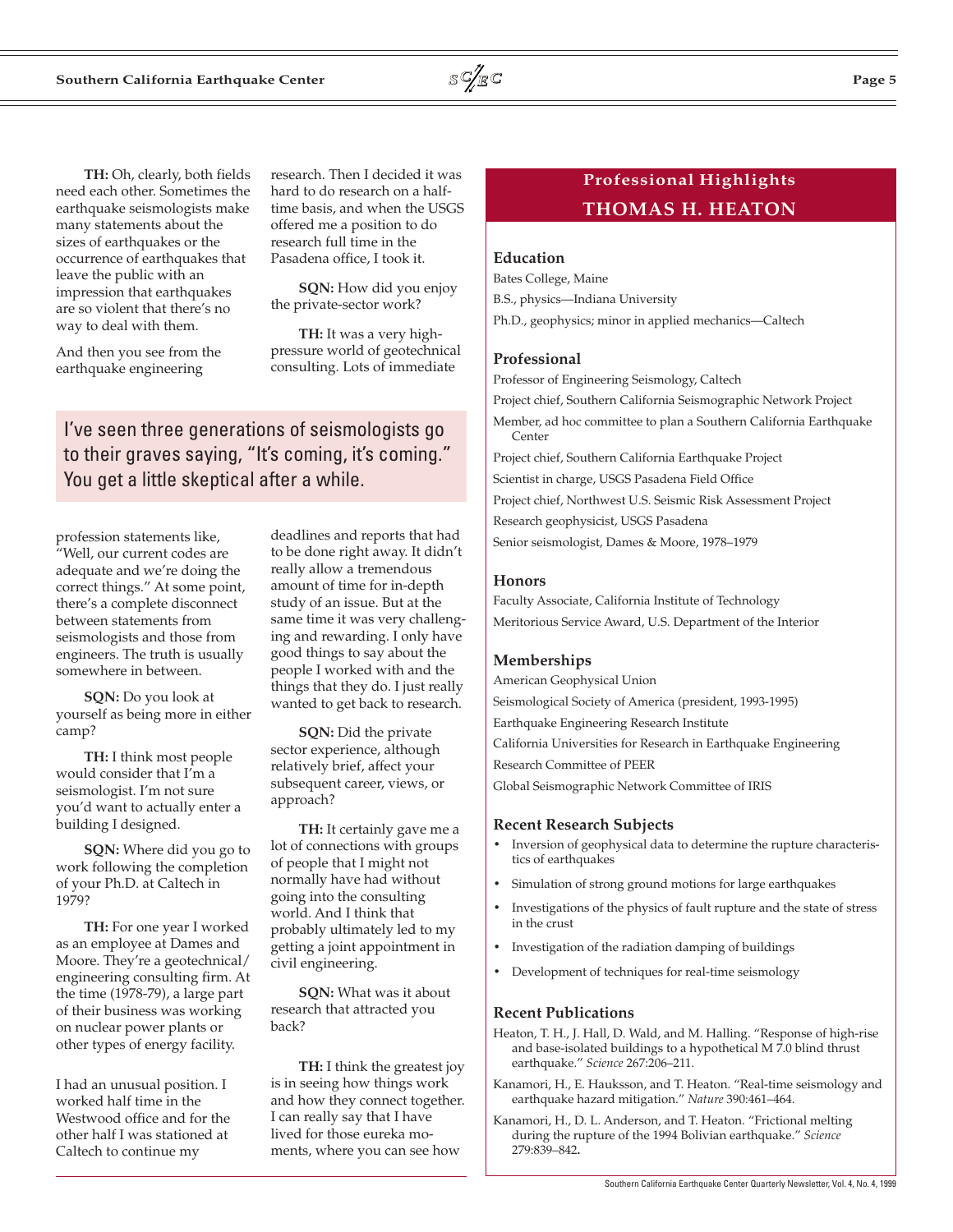**TH:** Oh, clearly, both fields need each other. Sometimes the earthquake seismologists make many statements about the sizes of earthquakes or the occurrence of earthquakes that leave the public with an impression that earthquakes are so violent that there's no way to deal with them.

And then you see from the earthquake engineering profession statements like, "Well, our current codes are adequate and we're doing the correct things." At some point, there's a complete disconnect between statements from seismologists and those from engineers. The truth is usually somewhere in between.

**SQN:** Do you look at yourself as being more in either camp?

**TH:** I think most people would consider that I'm a seismologist. I'm not sure you'd want to actually enter a building I designed.

**SQN:** Where did you go to work following the completion of your Ph.D. at Caltech in 1979?

**TH:** For one year I worked as an employee at Dames and Moore. They're a geotechnical/engineering consulting firm. At the time (1978-79), a large part of their business was working on nuclear power plants or other types of energy facility.

I had an unusual position. I worked half time in the Westwood office and for the other half I was stationed at Caltech to continue my research. Then I decided it was hard to do research on a half-time basis, and when the USGS offered me a position to do research full time in the Pasadena office, I took it.

**SQN:** How did you enjoy the private-sector work?

**TH:** It was a very high-pressure world of geotechnical consulting. Lots of immediate deadlines and reports that had to be done right away. It didn't really allow a tremendous amount of time for in-depth study of an issue. But at the same time it was very challenging and rewarding. I only have good things to say about the people I worked with and the things that they do. I just really wanted to get back to research.

> I've seen three generations of seismologists go to their graves saying, "It's coming, it's coming." You get a little skeptical after a while.

**SQN:** Did the private sector experience, although relatively brief, affect your subsequent career, views, or approach?

**TH:** It certainly gave me a lot of connections with groups of people that I might not normally have had without going into the consulting world. And I think that probably ultimately led to my getting a joint appointment in civil engineering.

**SQN:** What was it about research that attracted you back?

**TH:** I think the greatest joy is in seeing how things work and how they connect together. I can really say that I have lived for those eureka moments, where you can see how

## Professional Highlights
## THOMAS H. HEATON

### Education

Bates College, Maine

B.S., physics—Indiana University

Ph.D., geophysics; minor in applied mechanics—Caltech

### Professional

Professor of Engineering Seismology, Caltech

Project chief, Southern California Seismographic Network Project

Member, ad hoc committee to plan a Southern California Earthquake Center

Project chief, Southern California Earthquake Project

Scientist in charge, USGS Pasadena Field Office

Project chief, Northwest U.S. Seismic Risk Assessment Project

Research geophysicist, USGS Pasadena

Senior seismologist, Dames & Moore, 1978–1979

### Honors

Faculty Associate, California Institute of Technology

Meritorious Service Award, U.S. Department of the Interior

### Memberships

American Geophysical Union

Seismological Society of America (president, 1993-1995)

Earthquake Engineering Research Institute

California Universities for Research in Earthquake Engineering

Research Committee of PEER

Global Seismographic Network Committee of IRIS

### Recent Research Subjects

- Inversion of geophysical data to determine the rupture characteristics of earthquakes
- Simulation of strong ground motions for large earthquakes
- Investigations of the physics of fault rupture and the state of stress in the crust
- Investigation of the radiation damping of buildings
- Development of techniques for real-time seismology

### Recent Publications

Heaton, T. H., J. Hall, D. Wald, and M. Halling. "Response of high-rise and base-isolated buildings to a hypothetical M 7.0 blind thrust earthquake." *Science* 267:206–211.

Kanamori, H., E. Hauksson, and T. Heaton. "Real-time seismology and earthquake hazard mitigation." *Nature* 390:461–464.

Kanamori, H., D. L. Anderson, and T. Heaton. "Frictional melting during the rupture of the 1994 Bolivian earthquake." *Science* 279:839–842.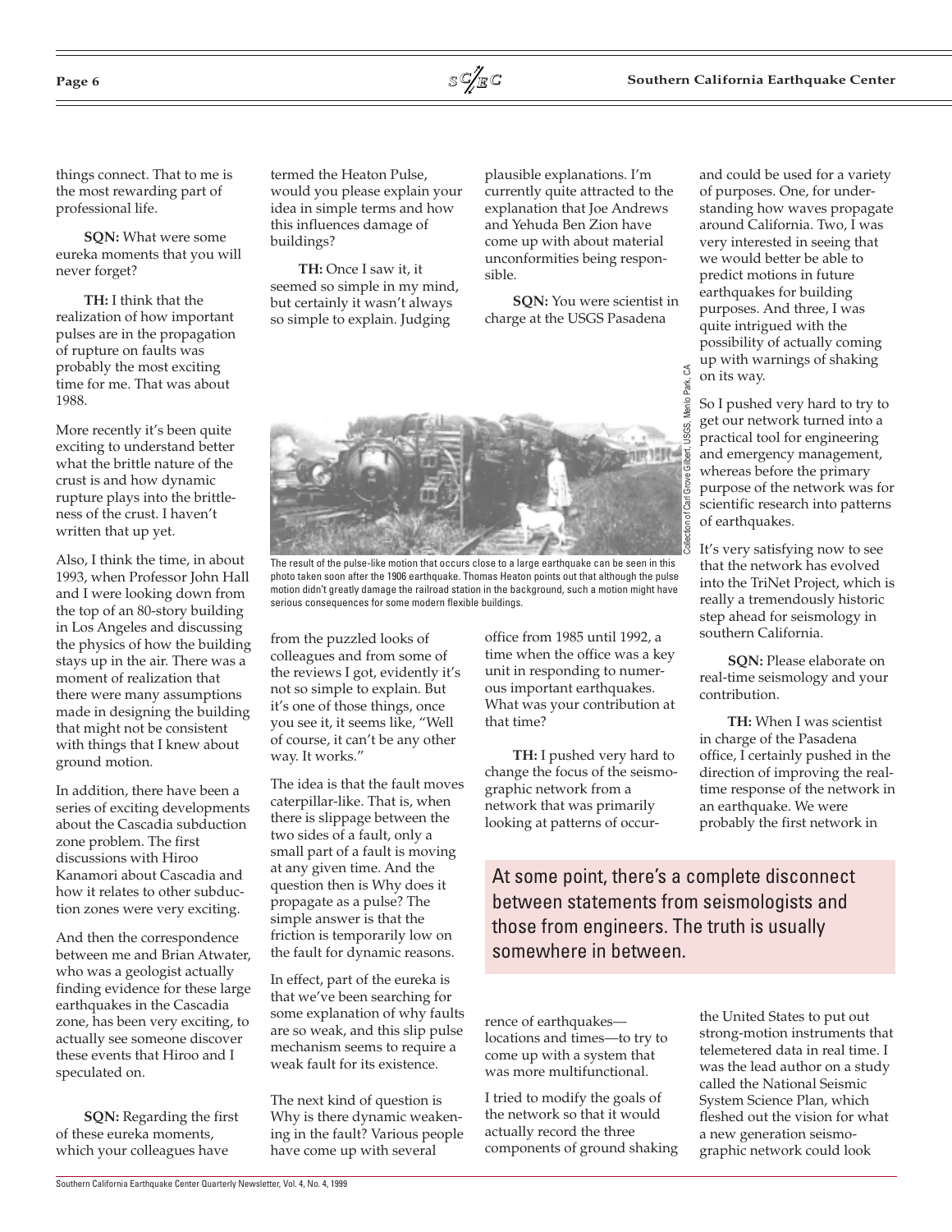things connect. That to me is the most rewarding part of professional life.

**SQN:** What were some eureka moments that you will never forget?

**TH:** I think that the realization of how important pulses are in the propagation of rupture on faults was probably the most exciting time for me. That was about 1988.

More recently it's been quite exciting to understand better what the brittle nature of the crust is and how dynamic rupture plays into the brittleness of the crust. I haven't written that up yet.

Also, I think the time, in about 1993, when Professor John Hall and I were looking down from the top of an 80-story building in Los Angeles and discussing the physics of how the building stays up in the air. There was a moment of realization that there were many assumptions made in designing the building that might not be consistent with things that I knew about ground motion.

In addition, there have been a series of exciting developments about the Cascadia subduction zone problem. The first discussions with Hiroo Kanamori about Cascadia and how it relates to other subduction zones were very exciting.

And then the correspondence between me and Brian Atwater, who was a geologist actually finding evidence for these large earthquakes in the Cascadia zone, has been very exciting, to actually see someone discover these events that Hiroo and I speculated on.

**SQN:** Regarding the first of these eureka moments, which your colleagues have termed the Heaton Pulse, would you please explain your idea in simple terms and how this influences damage of buildings?

**TH:** Once I saw it, it seemed so simple in my mind, but certainly it wasn't always so simple to explain. Judging from the puzzled looks of colleagues and from some of the reviews I got, evidently it's not so simple to explain. But it's one of those things, once you see it, it seems like, "Well of course, it can't be any other way. It works."

The idea is that the fault moves caterpillar-like. That is, when there is slippage between the two sides of a fault, only a small part of a fault is moving at any given time. And the question then is Why does it propagate as a pulse? The simple answer is that the friction is temporarily low on the fault for dynamic reasons.

In effect, part of the eureka is that we've been searching for some explanation of why faults are so weak, and this slip pulse mechanism seems to require a weak fault for its existence.

The next kind of question is Why is there dynamic weakening in the fault? Various people have come up with several plausible explanations. I'm currently quite attracted to the explanation that Joe Andrews and Yehuda Ben Zion have come up with about material unconformities being responsible.

The result of the pulse-like motion that occurs close to a large earthquake can be seen in this photo taken soon after the 1906 earthquake. Thomas Heaton points out that although the pulse motion didn't greatly damage the railroad station in the background, such a motion might have serious consequences for some modern flexible buildings.

Collection of Carl Grove Gilbert, USGS, Menlo Park, CA

**SQN:** You were scientist in charge at the USGS Pasadena office from 1985 until 1992, a time when the office was a key unit in responding to numerous important earthquakes. What was your contribution at that time?

**TH:** I pushed very hard to change the focus of the seismographic network from a network that was primarily looking at patterns of occurrence of earthquakes—locations and times—to try to come up with a system that was more multifunctional.

I tried to modify the goals of the network so that it would actually record the three components of ground shaking and could be used for a variety of purposes. One, for understanding how waves propagate around California. Two, I was very interested in seeing that we would better be able to predict motions in future earthquakes for building purposes. And three, I was quite intrigued with the possibility of actually coming up with warnings of shaking on its way.

So I pushed very hard to try to get our network turned into a practical tool for engineering and emergency management, whereas before the primary purpose of the network was for scientific research into patterns of earthquakes.

It's very satisfying now to see that the network has evolved into the TriNet Project, which is really a tremendously historic step ahead for seismology in southern California.

> At some point, there's a complete disconnect between statements from seismologists and those from engineers. The truth is usually somewhere in between.

**SQN:** Please elaborate on real-time seismology and your contribution.

**TH:** When I was scientist in charge of the Pasadena office, I certainly pushed in the direction of improving the real-time response of the network in an earthquake. We were probably the first network in the United States to put out strong-motion instruments that telemetered data in real time. I was the lead author on a study called the National Seismic System Science Plan, which fleshed out the vision for what a new generation seismographic network could look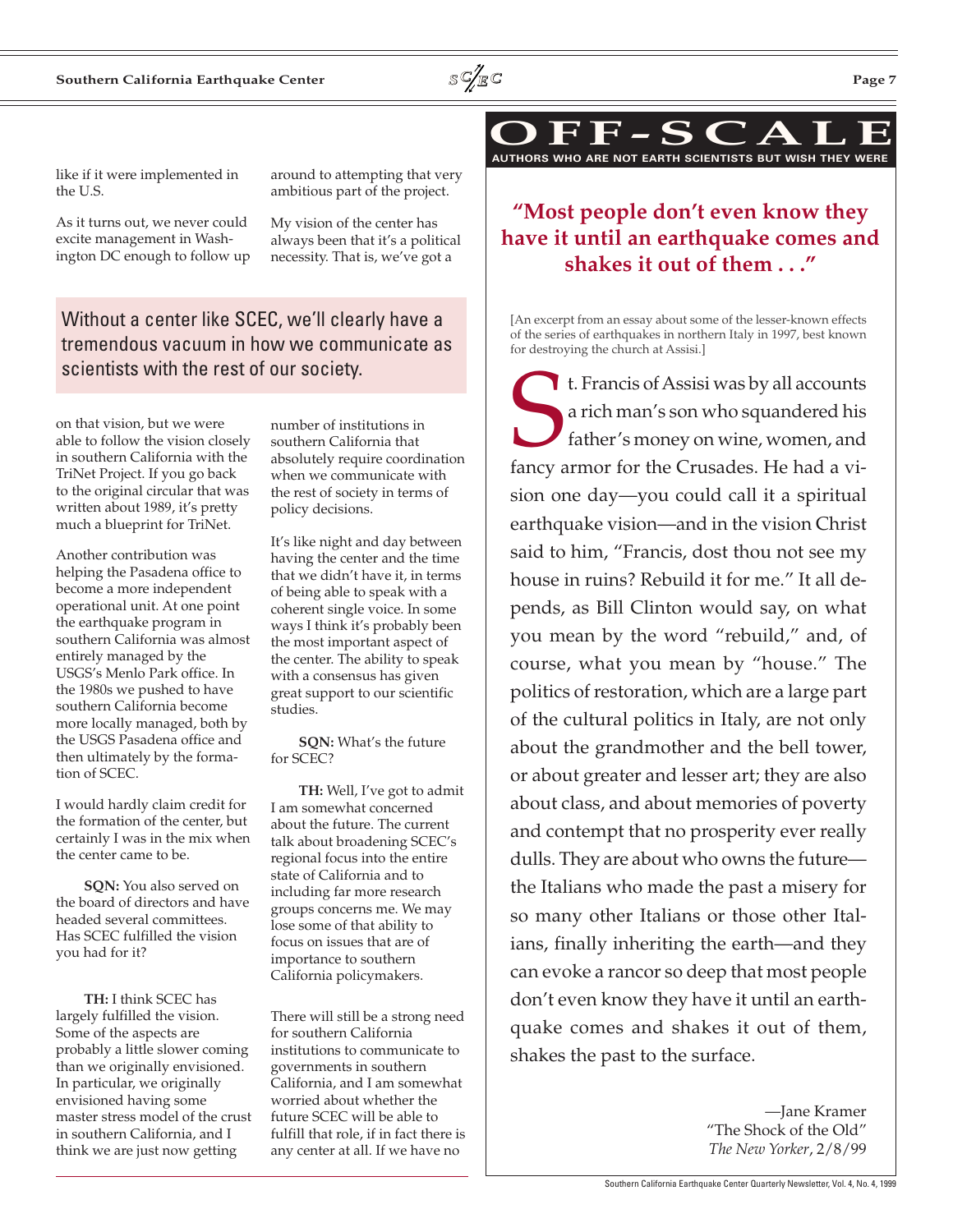like if it were implemented in the U.S.

As it turns out, we never could excite management in Washington DC enough to follow up around to attempting that very ambitious part of the project.

My vision of the center has always been that it's a political necessity. That is, we've got a

> Without a center like SCEC, we'll clearly have a tremendous vacuum in how we communicate as scientists with the rest of our society.

on that vision, but we were able to follow the vision closely in southern California with the TriNet Project. If you go back to the original circular that was written about 1989, it's pretty much a blueprint for TriNet.

Another contribution was helping the Pasadena office to become a more independent operational unit. At one point the earthquake program in southern California was almost entirely managed by the USGS's Menlo Park office. In the 1980s we pushed to have southern California become more locally managed, both by the USGS Pasadena office and then ultimately by the formation of SCEC.

I would hardly claim credit for the formation of the center, but certainly I was in the mix when the center came to be.

**SQN:** You also served on the board of directors and have headed several committees. Has SCEC fulfilled the vision you had for it?

**TH:** I think SCEC has largely fulfilled the vision. Some of the aspects are probably a little slower coming than we originally envisioned. In particular, we originally envisioned having some master stress model of the crust in southern California, and I think we are just now getting number of institutions in southern California that absolutely require coordination when we communicate with the rest of society in terms of policy decisions.

It's like night and day between having the center and the time that we didn't have it, in terms of being able to speak with a coherent single voice. In some ways I think it's probably been the most important aspect of the center. The ability to speak with a consensus has given great support to our scientific studies.

**SQN:** What's the future for SCEC?

**TH:** Well, I've got to admit I am somewhat concerned about the future. The current talk about broadening SCEC's regional focus into the entire state of California and to including far more research groups concerns me. We may lose some of that ability to focus on issues that are of importance to southern California policymakers.

There will still be a strong need for southern California institutions to communicate to governments in southern California, and I am somewhat worried about whether the future SCEC will be able to fulfill that role, if in fact there is any center at all. If we have no

# OFF-SCALE

**AUTHORS WHO ARE NOT EARTH SCIENTISTS BUT WISH THEY WERE**

## "Most people don't even know they have it until an earthquake comes and shakes it out of them . . ."

[An excerpt from an essay about some of the lesser-known effects of the series of earthquakes in northern Italy in 1997, best known for destroying the church at Assisi.]

St. Francis of Assisi was by all accounts a rich man's son who squandered his father's money on wine, women, and fancy armor for the Crusades. He had a vision one day—you could call it a spiritual earthquake vision—and in the vision Christ said to him, "Francis, dost thou not see my house in ruins? Rebuild it for me." It all depends, as Bill Clinton would say, on what you mean by the word "rebuild," and, of course, what you mean by "house." The politics of restoration, which are a large part of the cultural politics in Italy, are not only about the grandmother and the bell tower, or about greater and lesser art; they are also about class, and about memories of poverty and contempt that no prosperity ever really dulls. They are about who owns the future—the Italians who made the past a misery for so many other Italians or those other Italians, finally inheriting the earth—and they can evoke a rancor so deep that most people don't even know they have it until an earthquake comes and shakes it out of them, shakes the past to the surface.

—Jane Kramer
"The Shock of the Old"
*The New Yorker*, 2/8/99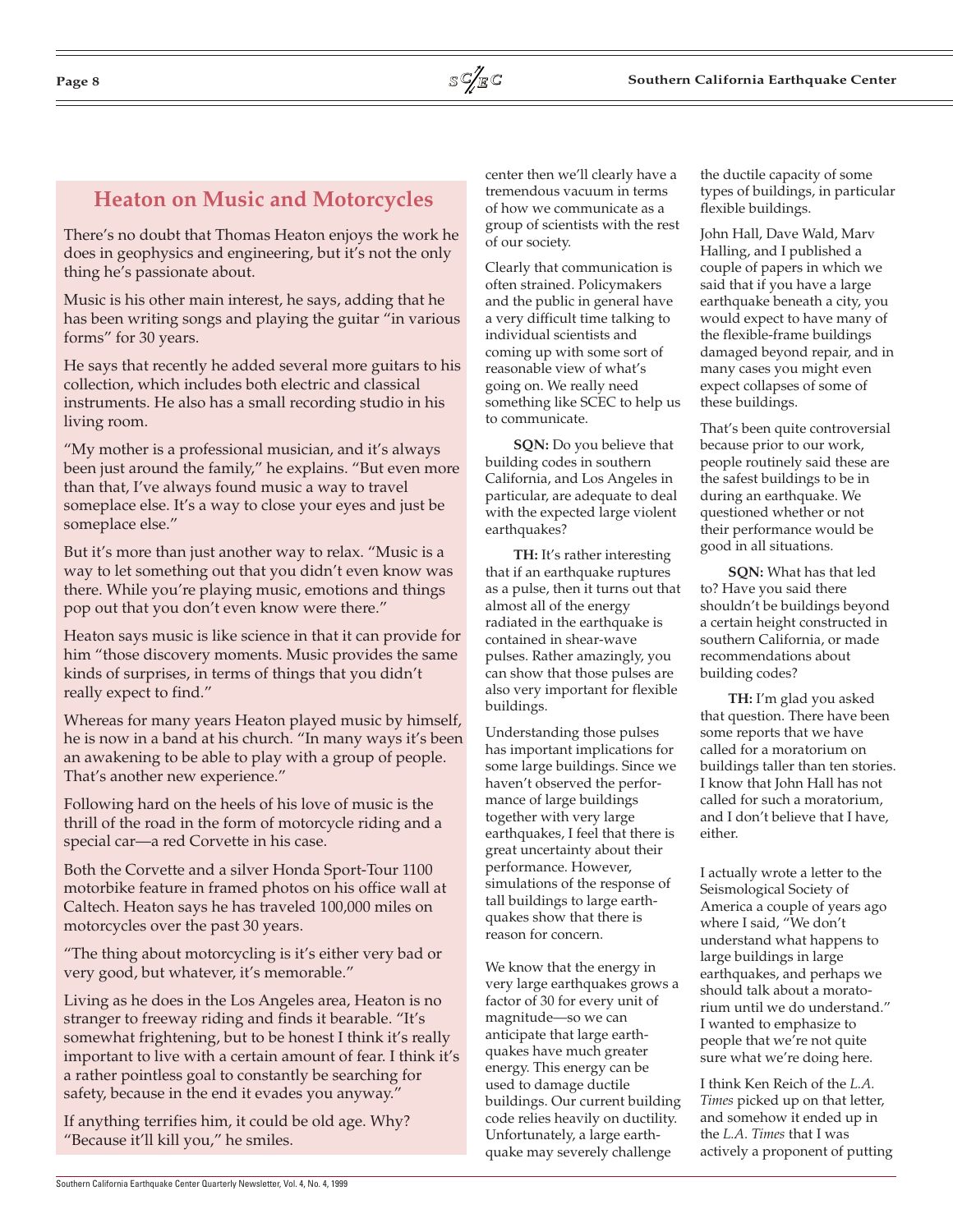## Heaton on Music and Motorcycles

There's no doubt that Thomas Heaton enjoys the work he does in geophysics and engineering, but it's not the only thing he's passionate about.

Music is his other main interest, he says, adding that he has been writing songs and playing the guitar "in various forms" for 30 years.

He says that recently he added several more guitars to his collection, which includes both electric and classical instruments. He also has a small recording studio in his living room.

"My mother is a professional musician, and it's always been just around the family," he explains. "But even more than that, I've always found music a way to travel someplace else. It's a way to close your eyes and just be someplace else."

But it's more than just another way to relax. "Music is a way to let something out that you didn't even know was there. While you're playing music, emotions and things pop out that you don't even know were there."

Heaton says music is like science in that it can provide for him "those discovery moments. Music provides the same kinds of surprises, in terms of things that you didn't really expect to find."

Whereas for many years Heaton played music by himself, he is now in a band at his church. "In many ways it's been an awakening to be able to play with a group of people. That's another new experience."

Following hard on the heels of his love of music is the thrill of the road in the form of motorcycle riding and a special car—a red Corvette in his case.

Both the Corvette and a silver Honda Sport-Tour 1100 motorbike feature in framed photos on his office wall at Caltech. Heaton says he has traveled 100,000 miles on motorcycles over the past 30 years.

"The thing about motorcycling is it's either very bad or very good, but whatever, it's memorable."

Living as he does in the Los Angeles area, Heaton is no stranger to freeway riding and finds it bearable. "It's somewhat frightening, but to be honest I think it's really important to live with a certain amount of fear. I think it's a rather pointless goal to constantly be searching for safety, because in the end it evades you anyway."

If anything terrifies him, it could be old age. Why? "Because it'll kill you," he smiles.

---

center then we'll clearly have a tremendous vacuum in terms of how we communicate as a group of scientists with the rest of our society.

Clearly that communication is often strained. Policymakers and the public in general have a very difficult time talking to individual scientists and coming up with some sort of reasonable view of what's going on. We really need something like SCEC to help us to communicate.

**SQN:** Do you believe that building codes in southern California, and Los Angeles in particular, are adequate to deal with the expected large violent earthquakes?

**TH:** It's rather interesting that if an earthquake ruptures as a pulse, then it turns out that almost all of the energy radiated in the earthquake is contained in shear-wave pulses. Rather amazingly, you can show that those pulses are also very important for flexible buildings.

Understanding those pulses has important implications for some large buildings. Since we haven't observed the performance of large buildings together with very large earthquakes, I feel that there is great uncertainty about their performance. However, simulations of the response of tall buildings to large earthquakes show that there is reason for concern.

We know that the energy in very large earthquakes grows a factor of 30 for every unit of magnitude—so we can anticipate that large earthquakes have much greater energy. This energy can be used to damage ductile buildings. Our current building code relies heavily on ductility. Unfortunately, a large earthquake may severely challenge the ductile capacity of some types of buildings, in particular flexible buildings.

John Hall, Dave Wald, Marv Halling, and I published a couple of papers in which we said that if you have a large earthquake beneath a city, you would expect to have many of the flexible-frame buildings damaged beyond repair, and in many cases you might even expect collapses of some of these buildings.

That's been quite controversial because prior to our work, people routinely said these are the safest buildings to be in during an earthquake. We questioned whether or not their performance would be good in all situations.

**SQN:** What has that led to? Have you said there shouldn't be buildings beyond a certain height constructed in southern California, or made recommendations about building codes?

**TH:** I'm glad you asked that question. There have been some reports that we have called for a moratorium on buildings taller than ten stories. I know that John Hall has not called for such a moratorium, and I don't believe that I have, either.

I actually wrote a letter to the Seismological Society of America a couple of years ago where I said, "We don't understand what happens to large buildings in large earthquakes, and perhaps we should talk about a moratorium until we do understand." I wanted to emphasize to people that we're not quite sure what we're doing here.

I think Ken Reich of the *L.A. Times* picked up on that letter, and somehow it ended up in the *L.A. Times* that I was actively a proponent of putting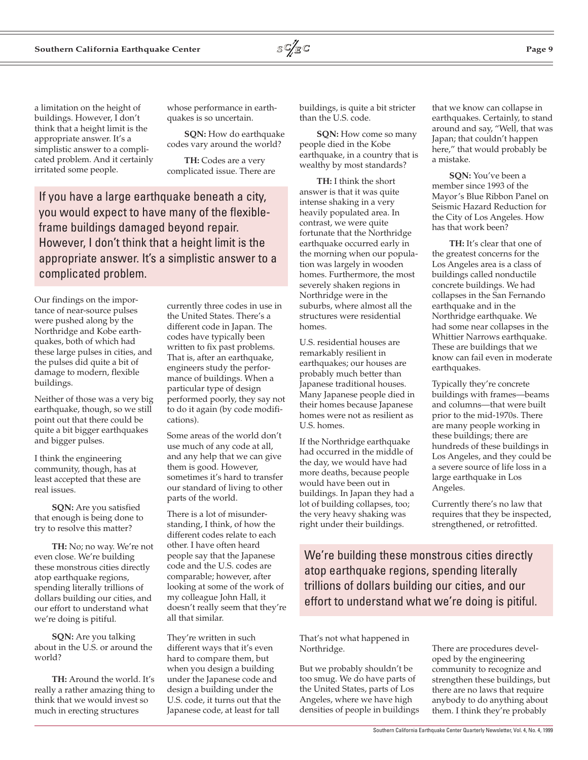a limitation on the height of buildings. However, I don't think that a height limit is the appropriate answer. It's a simplistic answer to a complicated problem. And it certainly irritated some people.

> If you have a large earthquake beneath a city, you would expect to have many of the flexible-frame buildings damaged beyond repair. However, I don't think that a height limit is the appropriate answer. It's a simplistic answer to a complicated problem.

Our findings on the importance of near-source pulses were pushed along by the Northridge and Kobe earthquakes, both of which had these large pulses in cities, and the pulses did quite a bit of damage to modern, flexible buildings.

Neither of those was a very big earthquake, though, so we still point out that there could be quite a bit bigger earthquakes and bigger pulses.

I think the engineering community, though, has at least accepted that these are real issues.

**SQN:** Are you satisfied that enough is being done to try to resolve this matter?

**TH:** No; no way. We're not even close. We're building these monstrous cities directly atop earthquake regions, spending literally trillions of dollars building our cities, and our effort to understand what we're doing is pitiful.

**SQN:** Are you talking about in the U.S. or around the world?

**TH:** Around the world. It's really a rather amazing thing to think that we would invest so much in erecting structures whose performance in earthquakes is so uncertain.

**SQN:** How do earthquake codes vary around the world?

**TH:** Codes are a very complicated issue. There are currently three codes in use in the United States. There's a different code in Japan. The codes have typically been written to fix past problems. That is, after an earthquake, engineers study the performance of buildings. When a particular type of design performed poorly, they say not to do it again (by code modifications).

Some areas of the world don't use much of any code at all, and any help that we can give them is good. However, sometimes it's hard to transfer our standard of living to other parts of the world.

There is a lot of misunderstanding, I think, of how the different codes relate to each other. I have often heard people say that the Japanese code and the U.S. codes are comparable; however, after looking at some of the work of my colleague John Hall, it doesn't really seem that they're all that similar.

They're written in such different ways that it's even hard to compare them, but when you design a building under the Japanese code and design a building under the U.S. code, it turns out that the Japanese code, at least for tall buildings, is quite a bit stricter than the U.S. code.

**SQN:** How come so many people died in the Kobe earthquake, in a country that is wealthy by most standards?

**TH:** I think the short answer is that it was quite intense shaking in a very heavily populated area. In contrast, we were quite fortunate that the Northridge earthquake occurred early in the morning when our population was largely in wooden homes. Furthermore, the most severely shaken regions in Northridge were in the suburbs, where almost all the structures were residential homes.

U.S. residential houses are remarkably resilient in earthquakes; our houses are probably much better than Japanese traditional houses. Many Japanese people died in their homes because Japanese homes were not as resilient as U.S. homes.

If the Northridge earthquake had occurred in the middle of the day, we would have had more deaths, because people would have been out in buildings. In Japan they had a lot of building collapses, too; the very heavy shaking was right under their buildings. That's not what happened in Northridge.

But we probably shouldn't be too smug. We do have parts of the United States, parts of Los Angeles, where we have high densities of people in buildings that we know can collapse in earthquakes. Certainly, to stand around and say, "Well, that was Japan; that couldn't happen here," that would probably be a mistake.

**SQN:** You've been a member since 1993 of the Mayor's Blue Ribbon Panel on Seismic Hazard Reduction for the City of Los Angeles. How has that work been?

**TH:** It's clear that one of the greatest concerns for the Los Angeles area is a class of buildings called nonductile concrete buildings. We had collapses in the San Fernando earthquake and in the Northridge earthquake. We had some near collapses in the Whittier Narrows earthquake. These are buildings that we know can fail even in moderate earthquakes.

Typically they're concrete buildings with frames—beams and columns—that were built prior to the mid-1970s. There are many people working in these buildings; there are hundreds of these buildings in Los Angeles, and they could be a severe source of life loss in a large earthquake in Los Angeles.

Currently there's no law that requires that they be inspected, strengthened, or retrofitted.

> We're building these monstrous cities directly atop earthquake regions, spending literally trillions of dollars building our cities, and our effort to understand what we're doing is pitiful.

There are procedures developed by the engineering community to recognize and strengthen these buildings, but there are no laws that require anybody to do anything about them. I think they're probably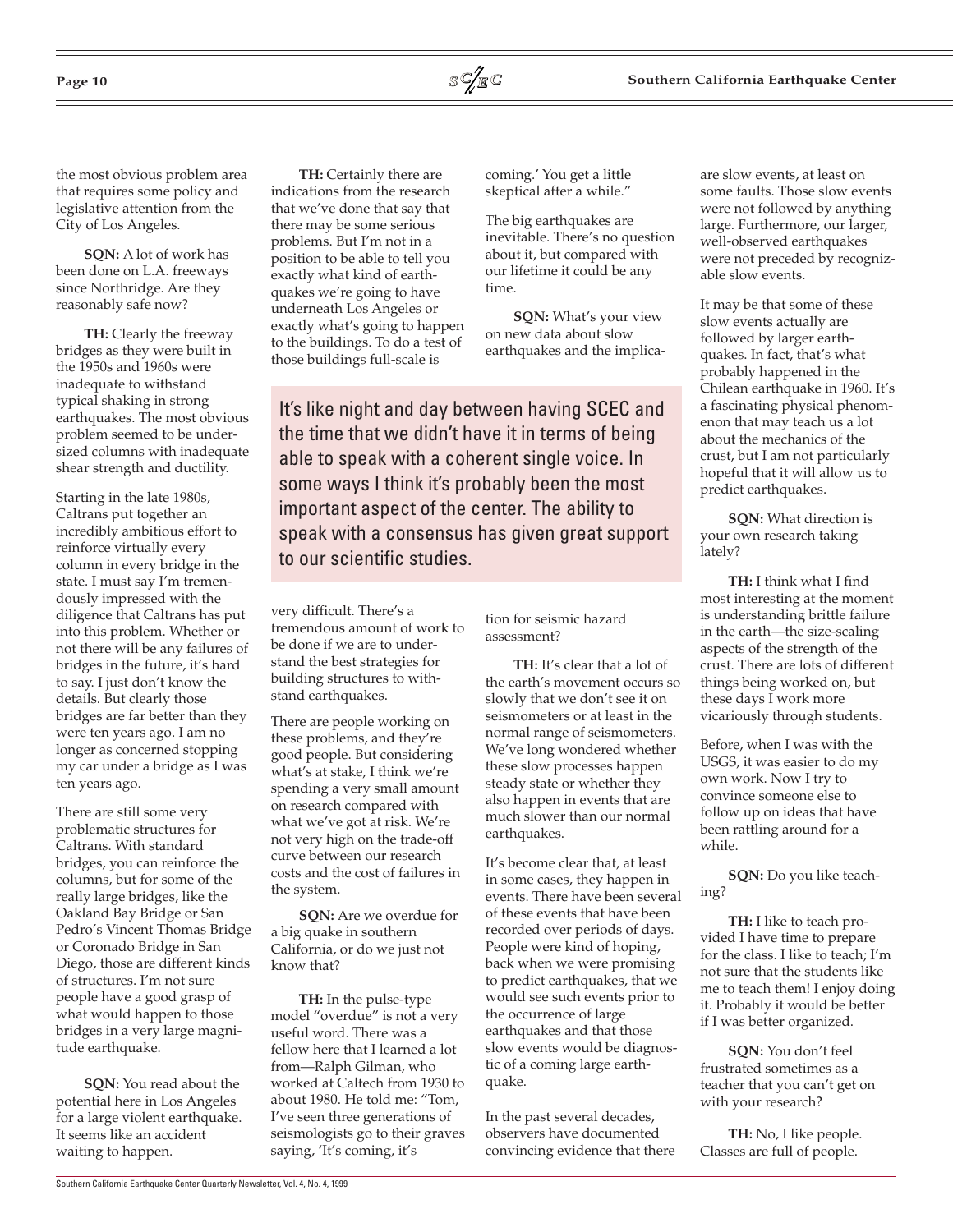the most obvious problem area that requires some policy and legislative attention from the City of Los Angeles.

**SQN:** A lot of work has been done on L.A. freeways since Northridge. Are they reasonably safe now?

**TH:** Clearly the freeway bridges as they were built in the 1950s and 1960s were inadequate to withstand typical shaking in strong earthquakes. The most obvious problem seemed to be undersized columns with inadequate shear strength and ductility.

Starting in the late 1980s, Caltrans put together an incredibly ambitious effort to reinforce virtually every column in every bridge in the state. I must say I'm tremendously impressed with the diligence that Caltrans has put into this problem. Whether or not there will be any failures of bridges in the future, it's hard to say. I just don't know the details. But clearly those bridges are far better than they were ten years ago. I am no longer as concerned stopping my car under a bridge as I was ten years ago.

There are still some very problematic structures for Caltrans. With standard bridges, you can reinforce the columns, but for some of the really large bridges, like the Oakland Bay Bridge or San Pedro's Vincent Thomas Bridge or Coronado Bridge in San Diego, those are different kinds of structures. I'm not sure people have a good grasp of what would happen to those bridges in a very large magnitude earthquake.

**SQN:** You read about the potential here in Los Angeles for a large violent earthquake. It seems like an accident waiting to happen.

**TH:** Certainly there are indications from the research that we've done that say that there may be some serious problems. But I'm not in a position to be able to tell you exactly what kind of earthquakes we're going to have underneath Los Angeles or exactly what's going to happen to the buildings. To do a test of those buildings full-scale is very difficult. There's a tremendous amount of work to be done if we are to understand the best strategies for building structures to withstand earthquakes.

> It's like night and day between having SCEC and the time that we didn't have it in terms of being able to speak with a coherent single voice. In some ways I think it's probably been the most important aspect of the center. The ability to speak with a consensus has given great support to our scientific studies.

There are people working on these problems, and they're good people. But considering what's at stake, I think we're spending a very small amount on research compared with what we've got at risk. We're not very high on the trade-off curve between our research costs and the cost of failures in the system.

**SQN:** Are we overdue for a big quake in southern California, or do we just not know that?

**TH:** In the pulse-type model "overdue" is not a very useful word. There was a fellow here that I learned a lot from—Ralph Gilman, who worked at Caltech from 1930 to about 1980. He told me: "Tom, I've seen three generations of seismologists go to their graves saying, 'It's coming, it's coming.' You get a little skeptical after a while."

The big earthquakes are inevitable. There's no question about it, but compared with our lifetime it could be any time.

**SQN:** What's your view on new data about slow earthquakes and the implication for seismic hazard assessment?

**TH:** It's clear that a lot of the earth's movement occurs so slowly that we don't see it on seismometers or at least in the normal range of seismometers. We've long wondered whether these slow processes happen steady state or whether they also happen in events that are much slower than our normal earthquakes.

It's become clear that, at least in some cases, they happen in events. There have been several of these events that have been recorded over periods of days. People were kind of hoping, back when we were promising to predict earthquakes, that we would see such events prior to the occurrence of large earthquakes and that those slow events would be diagnostic of a coming large earthquake.

In the past several decades, observers have documented convincing evidence that there are slow events, at least on some faults. Those slow events were not followed by anything large. Furthermore, our larger, well-observed earthquakes were not preceded by recognizable slow events.

It may be that some of these slow events actually are followed by larger earthquakes. In fact, that's what probably happened in the Chilean earthquake in 1960. It's a fascinating physical phenomenon that may teach us a lot about the mechanics of the crust, but I am not particularly hopeful that it will allow us to predict earthquakes.

**SQN:** What direction is your own research taking lately?

**TH:** I think what I find most interesting at the moment is understanding brittle failure in the earth—the size-scaling aspects of the strength of the crust. There are lots of different things being worked on, but these days I work more vicariously through students.

Before, when I was with the USGS, it was easier to do my own work. Now I try to convince someone else to follow up on ideas that have been rattling around for a while.

**SQN:** Do you like teaching?

**TH:** I like to teach provided I have time to prepare for the class. I like to teach; I'm not sure that the students like me to teach them! I enjoy doing it. Probably it would be better if I was better organized.

**SQN:** You don't feel frustrated sometimes as a teacher that you can't get on with your research?

**TH:** No, I like people. Classes are full of people.